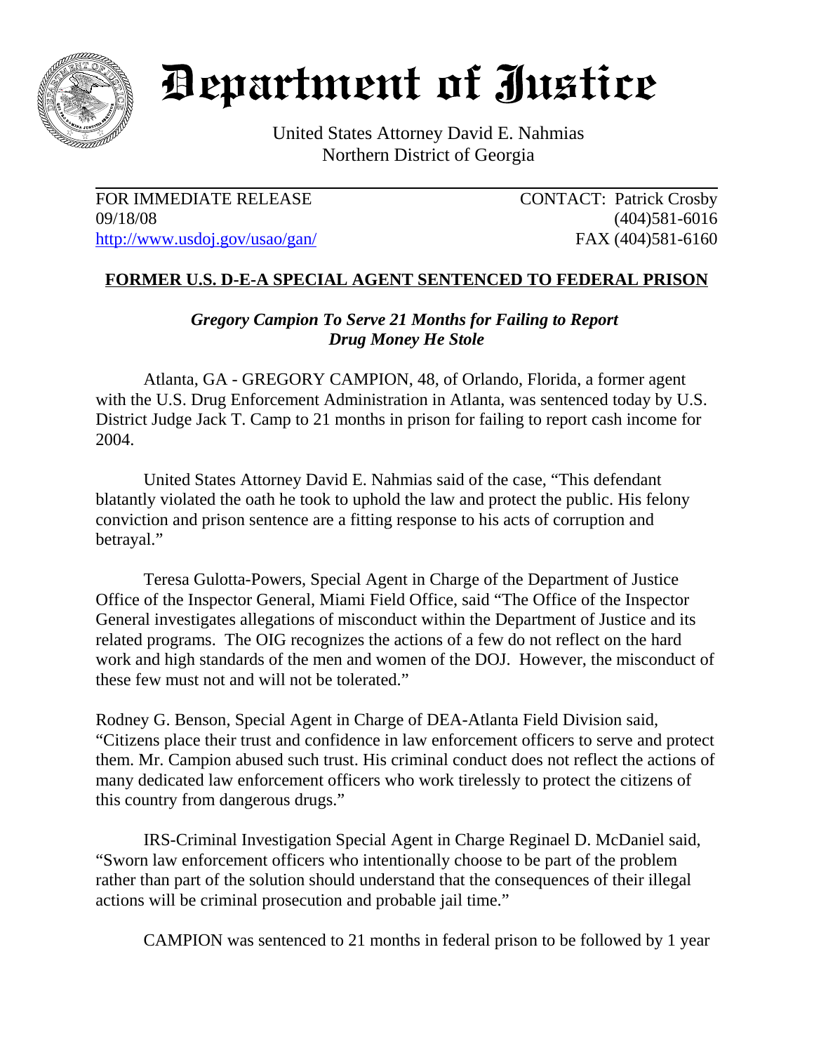# Department of Justice

United States Attorney David E. Nahmias
Northern District of Georgia

FOR IMMEDIATE RELEASE
09/18/08
http://www.usdoj.gov/usao/gan/

CONTACT: Patrick Crosby
(404)581-6016
FAX (404)581-6160

## FORMER U.S. D-E-A SPECIAL AGENT SENTENCED TO FEDERAL PRISON

***Gregory Campion To Serve 21 Months for Failing to Report Drug Money He Stole***

Atlanta, GA - GREGORY CAMPION, 48, of Orlando, Florida, a former agent with the U.S. Drug Enforcement Administration in Atlanta, was sentenced today by U.S. District Judge Jack T. Camp to 21 months in prison for failing to report cash income for 2004.

United States Attorney David E. Nahmias said of the case, "This defendant blatantly violated the oath he took to uphold the law and protect the public. His felony conviction and prison sentence are a fitting response to his acts of corruption and betrayal."

Teresa Gulotta-Powers, Special Agent in Charge of the Department of Justice Office of the Inspector General, Miami Field Office, said "The Office of the Inspector General investigates allegations of misconduct within the Department of Justice and its related programs. The OIG recognizes the actions of a few do not reflect on the hard work and high standards of the men and women of the DOJ. However, the misconduct of these few must not and will not be tolerated."

Rodney G. Benson, Special Agent in Charge of DEA-Atlanta Field Division said, "Citizens place their trust and confidence in law enforcement officers to serve and protect them. Mr. Campion abused such trust. His criminal conduct does not reflect the actions of many dedicated law enforcement officers who work tirelessly to protect the citizens of this country from dangerous drugs."

IRS-Criminal Investigation Special Agent in Charge Reginael D. McDaniel said, "Sworn law enforcement officers who intentionally choose to be part of the problem rather than part of the solution should understand that the consequences of their illegal actions will be criminal prosecution and probable jail time."

CAMPION was sentenced to 21 months in federal prison to be followed by 1 year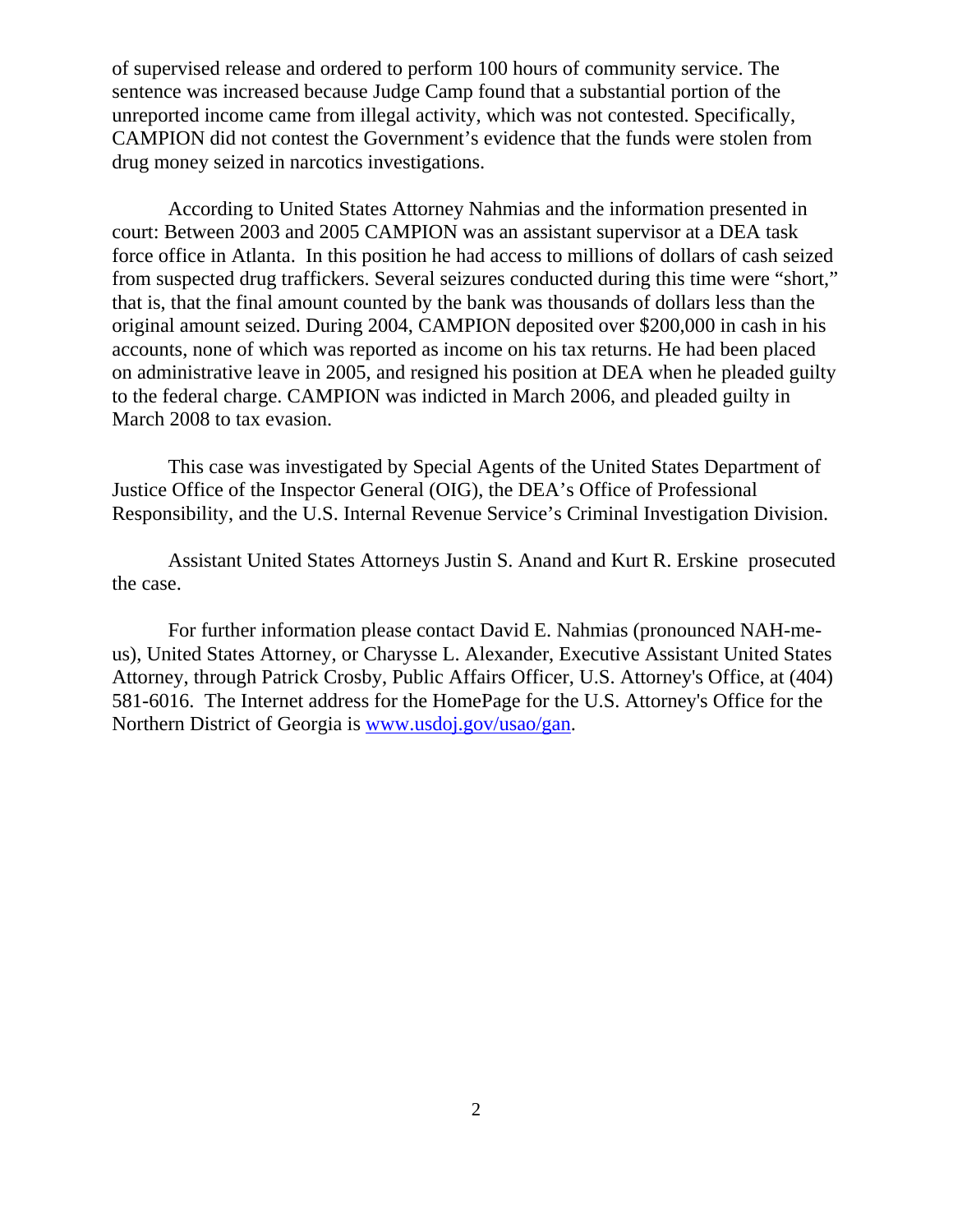of supervised release and ordered to perform 100 hours of community service. The sentence was increased because Judge Camp found that a substantial portion of the unreported income came from illegal activity, which was not contested. Specifically, CAMPION did not contest the Government's evidence that the funds were stolen from drug money seized in narcotics investigations.

According to United States Attorney Nahmias and the information presented in court: Between 2003 and 2005 CAMPION was an assistant supervisor at a DEA task force office in Atlanta. In this position he had access to millions of dollars of cash seized from suspected drug traffickers. Several seizures conducted during this time were "short," that is, that the final amount counted by the bank was thousands of dollars less than the original amount seized. During 2004, CAMPION deposited over $200,000 in cash in his accounts, none of which was reported as income on his tax returns. He had been placed on administrative leave in 2005, and resigned his position at DEA when he pleaded guilty to the federal charge. CAMPION was indicted in March 2006, and pleaded guilty in March 2008 to tax evasion.

This case was investigated by Special Agents of the United States Department of Justice Office of the Inspector General (OIG), the DEA's Office of Professional Responsibility, and the U.S. Internal Revenue Service's Criminal Investigation Division.

Assistant United States Attorneys Justin S. Anand and Kurt R. Erskine prosecuted the case.

For further information please contact David E. Nahmias (pronounced NAH-me-us), United States Attorney, or Charysse L. Alexander, Executive Assistant United States Attorney, through Patrick Crosby, Public Affairs Officer, U.S. Attorney's Office, at (404) 581-6016. The Internet address for the HomePage for the U.S. Attorney's Office for the Northern District of Georgia is [www.usdoj.gov/usao/gan](www.usdoj.gov/usao/gan).